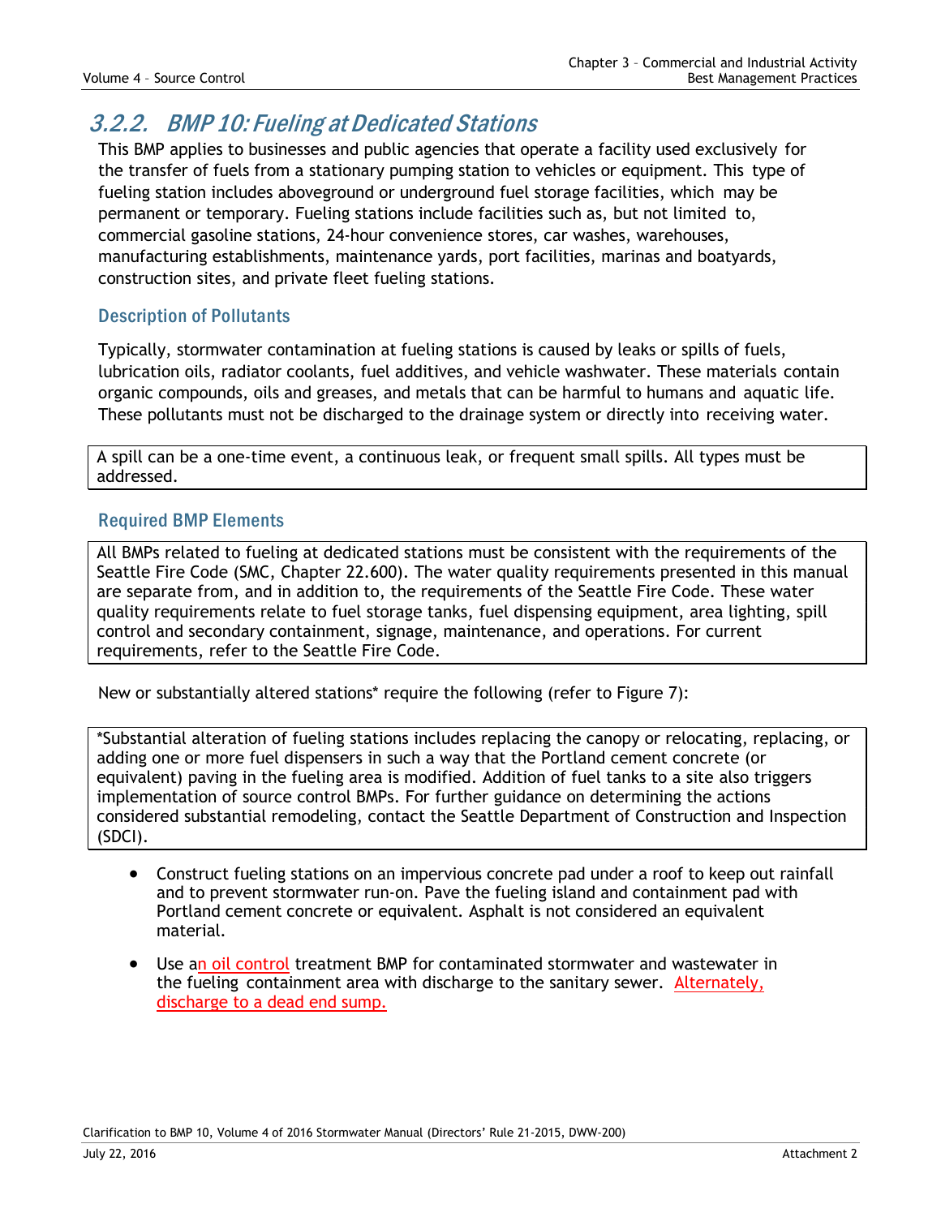## 3.2.2. BMP 10: Fueling at Dedicated Stations

This BMP applies to businesses and public agencies that operate a facility used exclusively for the transfer of fuels from a stationary pumping station to vehicles or equipment. This type of fueling station includes aboveground or underground fuel storage facilities, which may be permanent or temporary. Fueling stations include facilities such as, but not limited to, commercial gasoline stations, 24-hour convenience stores, car washes, warehouses, manufacturing establishments, maintenance yards, port facilities, marinas and boatyards, construction sites, and private fleet fueling stations.

### Description of Pollutants

Typically, stormwater contamination at fueling stations is caused by leaks or spills of fuels, lubrication oils, radiator coolants, fuel additives, and vehicle washwater. These materials contain organic compounds, oils and greases, and metals that can be harmful to humans and aquatic life. These pollutants must not be discharged to the drainage system or directly into receiving water.

> A spill can be a one-time event, a continuous leak, or frequent small spills. All types must be addressed.

### Required BMP Elements

> All BMPs related to fueling at dedicated stations must be consistent with the requirements of the Seattle Fire Code (SMC, Chapter 22.600). The water quality requirements presented in this manual are separate from, and in addition to, the requirements of the Seattle Fire Code. These water quality requirements relate to fuel storage tanks, fuel dispensing equipment, area lighting, spill control and secondary containment, signage, maintenance, and operations. For current requirements, refer to the Seattle Fire Code.

New or substantially altered stations* require the following (refer to Figure 7):

> *Substantial alteration of fueling stations includes replacing the canopy or relocating, replacing, or adding one or more fuel dispensers in such a way that the Portland cement concrete (or equivalent) paving in the fueling area is modified. Addition of fuel tanks to a site also triggers implementation of source control BMPs. For further guidance on determining the actions considered substantial remodeling, contact the Seattle Department of Construction and Inspection (SDCI).

- Construct fueling stations on an impervious concrete pad under a roof to keep out rainfall and to prevent stormwater run-on. Pave the fueling island and containment pad with Portland cement concrete or equivalent. Asphalt is not considered an equivalent material.
- Use an oil control treatment BMP for contaminated stormwater and wastewater in the fueling containment area with discharge to the sanitary sewer. Alternately, discharge to a dead end sump.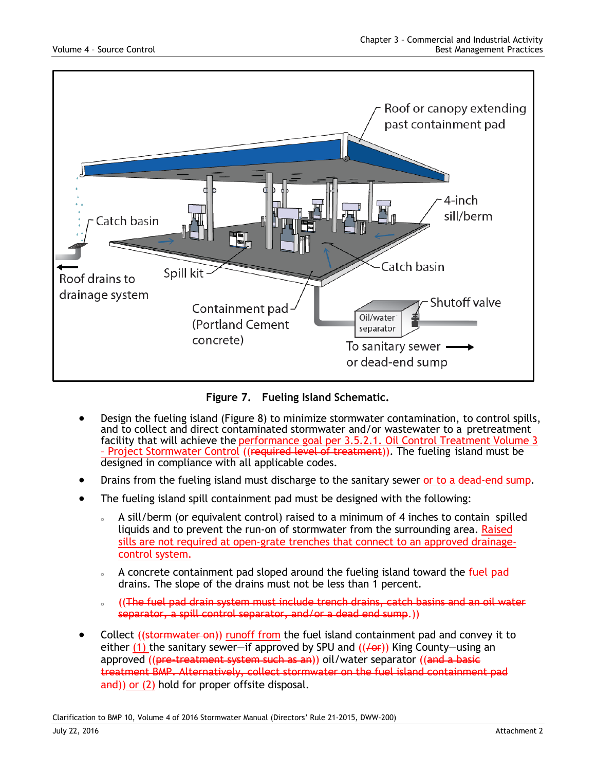Figure 7. Fueling Island Schematic.

- Design the fueling island (Figure 8) to minimize stormwater contamination, to control spills, and to collect and direct contaminated stormwater and/or wastewater to a pretreatment facility that will achieve the performance goal per 3.5.2.1. Oil Control Treatment Volume 3 – Project Stormwater Control ((~~required level of treatment~~)). The fueling island must be designed in compliance with all applicable codes.
- Drains from the fueling island must discharge to the sanitary sewer or to a dead-end sump.
- The fueling island spill containment pad must be designed with the following:
  - A sill/berm (or equivalent control) raised to a minimum of 4 inches to contain spilled liquids and to prevent the run-on of stormwater from the surrounding area. Raised sills are not required at open-grate trenches that connect to an approved drainage-control system.
  - A concrete containment pad sloped around the fueling island toward the fuel pad drains. The slope of the drains must not be less than 1 percent.
  - ((~~The fuel pad drain system must include trench drains, catch basins and an oil water separator, a spill control separator, and/or a dead end sump.~~))
- Collect ((~~stormwater on~~)) runoff from the fuel island containment pad and convey it to either (1) the sanitary sewer—if approved by SPU and ((~~/or~~)) King County—using an approved ((~~pre-treatment system such as an~~)) oil/water separator ((~~and a basic treatment BMP. Alternatively, collect stormwater on the fuel island containment pad and~~)) or (2) hold for proper offsite disposal.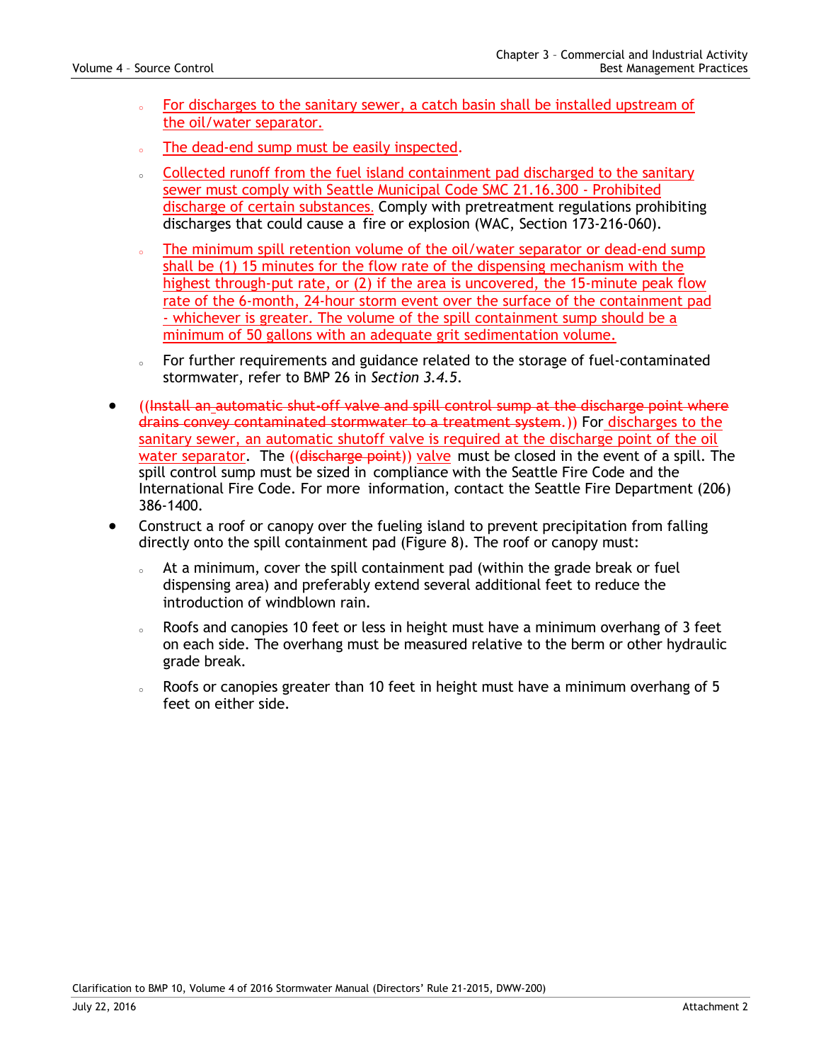- For discharges to the sanitary sewer, a catch basin shall be installed upstream of the oil/water separator.
- The dead-end sump must be easily inspected.
- Collected runoff from the fuel island containment pad discharged to the sanitary sewer must comply with Seattle Municipal Code SMC 21.16.300 - Prohibited discharge of certain substances. Comply with pretreatment regulations prohibiting discharges that could cause a fire or explosion (WAC, Section 173-216-060).
- The minimum spill retention volume of the oil/water separator or dead-end sump shall be (1) 15 minutes for the flow rate of the dispensing mechanism with the highest through-put rate, or (2) if the area is uncovered, the 15-minute peak flow rate of the 6-month, 24-hour storm event over the surface of the containment pad - whichever is greater. The volume of the spill containment sump should be a minimum of 50 gallons with an adequate grit sedimentation volume.
- For further requirements and guidance related to the storage of fuel-contaminated stormwater, refer to BMP 26 in *Section 3.4.5*.

- ((~~Install an automatic shut-off valve and spill control sump at the discharge point where drains convey contaminated stormwater to a treatment system.~~)) For discharges to the sanitary sewer, an automatic shutoff valve is required at the discharge point of the oil water separator. The ((~~discharge point~~)) valve must be closed in the event of a spill. The spill control sump must be sized in compliance with the Seattle Fire Code and the International Fire Code. For more information, contact the Seattle Fire Department (206) 386-1400.
- Construct a roof or canopy over the fueling island to prevent precipitation from falling directly onto the spill containment pad (Figure 8). The roof or canopy must:
  - At a minimum, cover the spill containment pad (within the grade break or fuel dispensing area) and preferably extend several additional feet to reduce the introduction of windblown rain.
  - Roofs and canopies 10 feet or less in height must have a minimum overhang of 3 feet on each side. The overhang must be measured relative to the berm or other hydraulic grade break.
  - Roofs or canopies greater than 10 feet in height must have a minimum overhang of 5 feet on either side.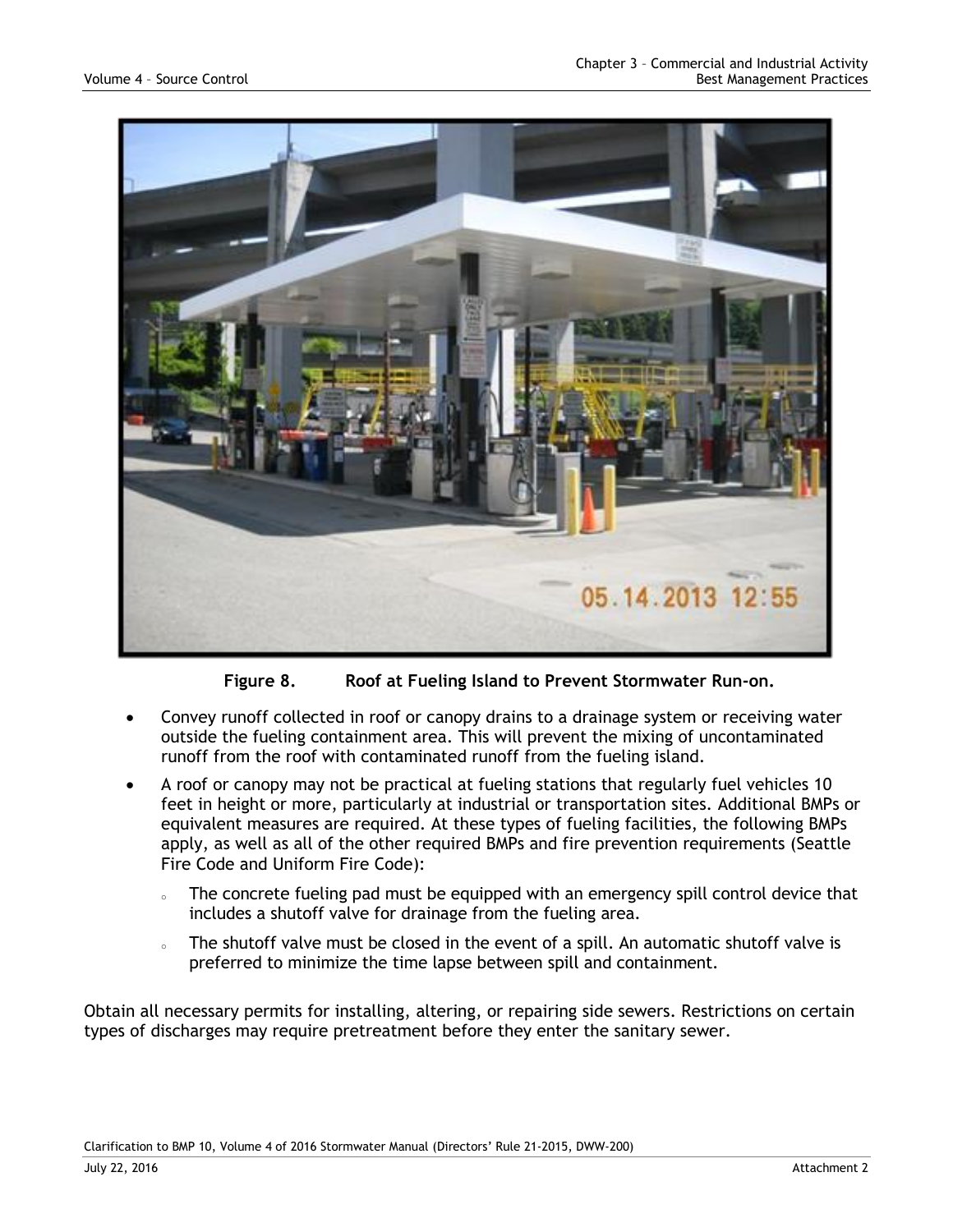**Figure 8. Roof at Fueling Island to Prevent Stormwater Run-on.**

- Convey runoff collected in roof or canopy drains to a drainage system or receiving water outside the fueling containment area. This will prevent the mixing of uncontaminated runoff from the roof with contaminated runoff from the fueling island.
- A roof or canopy may not be practical at fueling stations that regularly fuel vehicles 10 feet in height or more, particularly at industrial or transportation sites. Additional BMPs or equivalent measures are required. At these types of fueling facilities, the following BMPs apply, as well as all of the other required BMPs and fire prevention requirements (Seattle Fire Code and Uniform Fire Code):
  - The concrete fueling pad must be equipped with an emergency spill control device that includes a shutoff valve for drainage from the fueling area.
  - The shutoff valve must be closed in the event of a spill. An automatic shutoff valve is preferred to minimize the time lapse between spill and containment.

Obtain all necessary permits for installing, altering, or repairing side sewers. Restrictions on certain types of discharges may require pretreatment before they enter the sanitary sewer.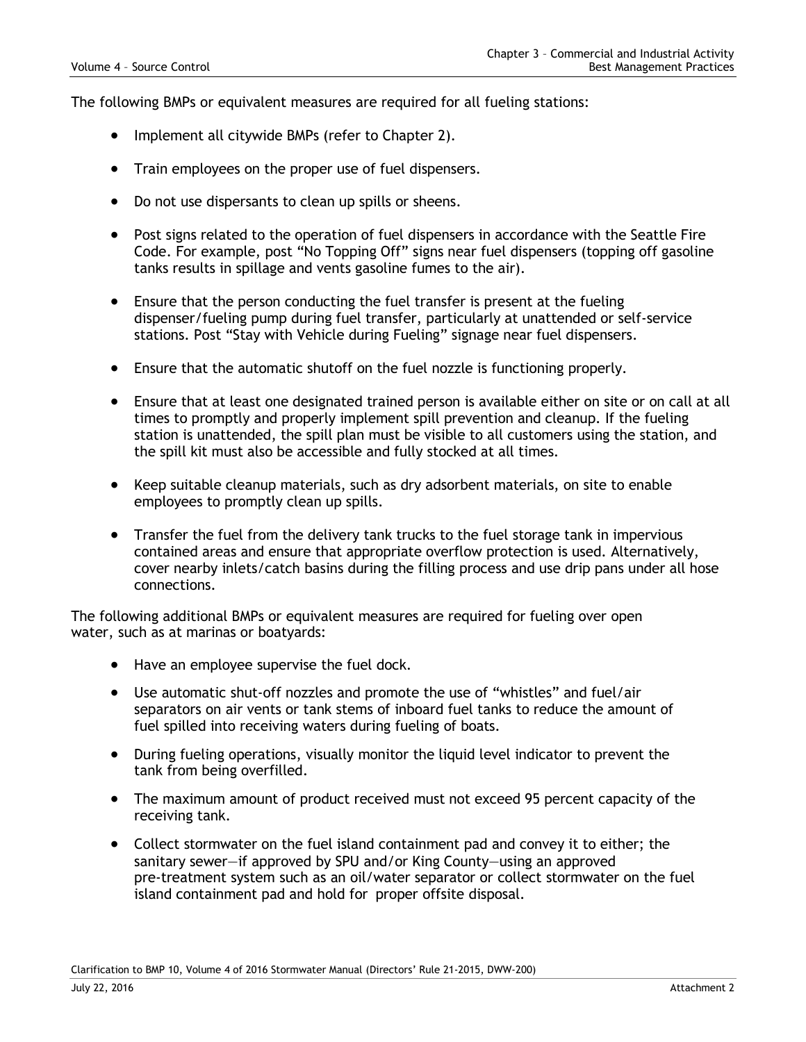The following BMPs or equivalent measures are required for all fueling stations:

- Implement all citywide BMPs (refer to Chapter 2).
- Train employees on the proper use of fuel dispensers.
- Do not use dispersants to clean up spills or sheens.
- Post signs related to the operation of fuel dispensers in accordance with the Seattle Fire Code. For example, post "No Topping Off" signs near fuel dispensers (topping off gasoline tanks results in spillage and vents gasoline fumes to the air).
- Ensure that the person conducting the fuel transfer is present at the fueling dispenser/fueling pump during fuel transfer, particularly at unattended or self-service stations. Post "Stay with Vehicle during Fueling" signage near fuel dispensers.
- Ensure that the automatic shutoff on the fuel nozzle is functioning properly.
- Ensure that at least one designated trained person is available either on site or on call at all times to promptly and properly implement spill prevention and cleanup. If the fueling station is unattended, the spill plan must be visible to all customers using the station, and the spill kit must also be accessible and fully stocked at all times.
- Keep suitable cleanup materials, such as dry adsorbent materials, on site to enable employees to promptly clean up spills.
- Transfer the fuel from the delivery tank trucks to the fuel storage tank in impervious contained areas and ensure that appropriate overflow protection is used. Alternatively, cover nearby inlets/catch basins during the filling process and use drip pans under all hose connections.

The following additional BMPs or equivalent measures are required for fueling over open water, such as at marinas or boatyards:

- Have an employee supervise the fuel dock.
- Use automatic shut-off nozzles and promote the use of "whistles" and fuel/air separators on air vents or tank stems of inboard fuel tanks to reduce the amount of fuel spilled into receiving waters during fueling of boats.
- During fueling operations, visually monitor the liquid level indicator to prevent the tank from being overfilled.
- The maximum amount of product received must not exceed 95 percent capacity of the receiving tank.
- Collect stormwater on the fuel island containment pad and convey it to either; the sanitary sewer—if approved by SPU and/or King County—using an approved pre-treatment system such as an oil/water separator or collect stormwater on the fuel island containment pad and hold for proper offsite disposal.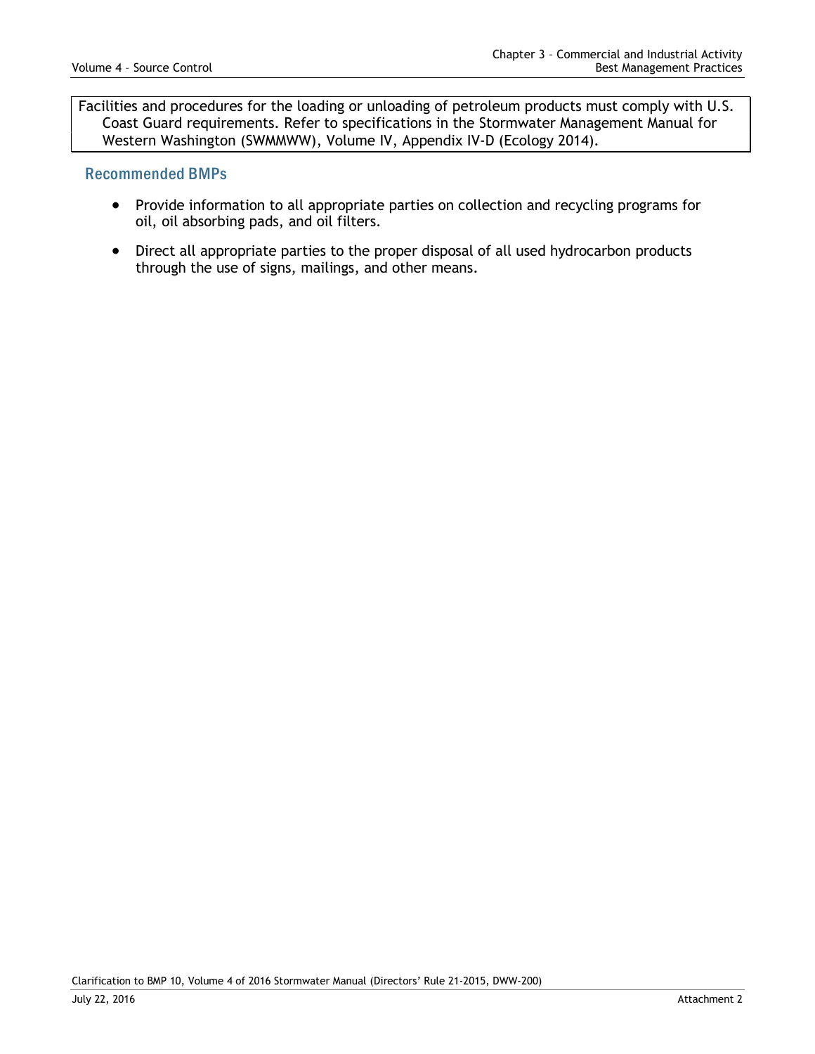Facilities and procedures for the loading or unloading of petroleum products must comply with U.S. Coast Guard requirements. Refer to specifications in the Stormwater Management Manual for Western Washington (SWMMWW), Volume IV, Appendix IV-D (Ecology 2014).

### Recommended BMPs

- Provide information to all appropriate parties on collection and recycling programs for oil, oil absorbing pads, and oil filters.
- Direct all appropriate parties to the proper disposal of all used hydrocarbon products through the use of signs, mailings, and other means.